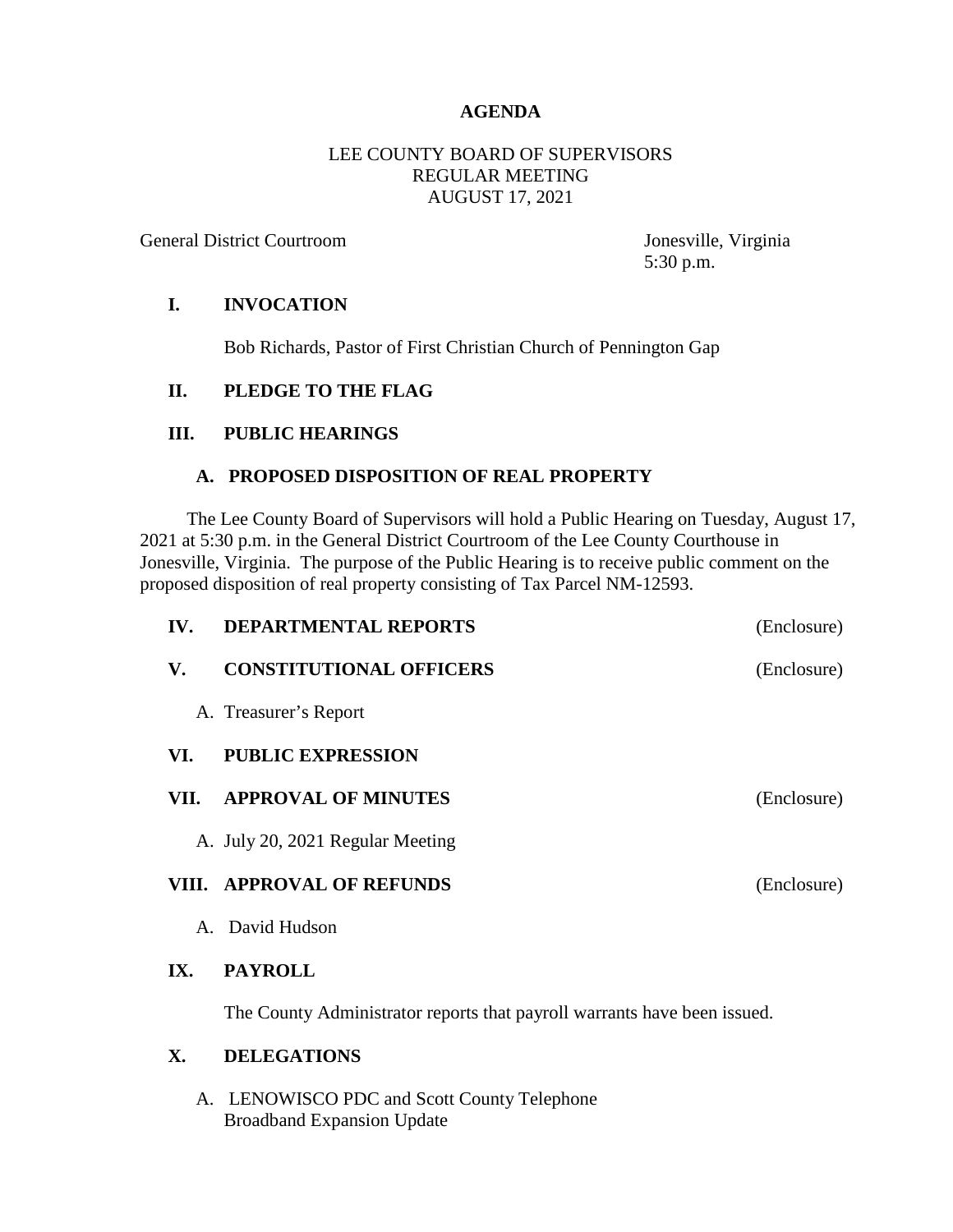# AGENDA

LEE COUNTY BOARD OF SUPERVISORS
REGULAR MEETING
AUGUST 17, 2021

General District Courtroom — Jonesville, Virginia
5:30 p.m.

## I. INVOCATION

Bob Richards, Pastor of First Christian Church of Pennington Gap

## II. PLEDGE TO THE FLAG

## III. PUBLIC HEARINGS

### A. PROPOSED DISPOSITION OF REAL PROPERTY

The Lee County Board of Supervisors will hold a Public Hearing on Tuesday, August 17, 2021 at 5:30 p.m. in the General District Courtroom of the Lee County Courthouse in Jonesville, Virginia. The purpose of the Public Hearing is to receive public comment on the proposed disposition of real property consisting of Tax Parcel NM-12593.

## IV. DEPARTMENTAL REPORTS (Enclosure)

## V. CONSTITUTIONAL OFFICERS (Enclosure)

A. Treasurer's Report

## VI. PUBLIC EXPRESSION

## VII. APPROVAL OF MINUTES (Enclosure)

A. July 20, 2021 Regular Meeting

## VIII. APPROVAL OF REFUNDS (Enclosure)

A. David Hudson

## IX. PAYROLL

The County Administrator reports that payroll warrants have been issued.

## X. DELEGATIONS

A. LENOWISCO PDC and Scott County Telephone
Broadband Expansion Update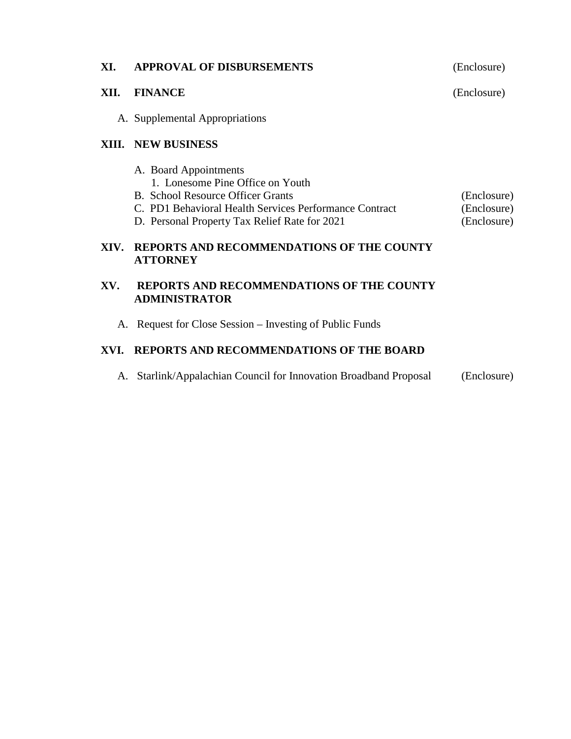**XI. APPROVAL OF DISBURSEMENTS** (Enclosure)

**XII. FINANCE** (Enclosure)

A. Supplemental Appropriations

**XIII. NEW BUSINESS**

A. Board Appointments
   1. Lonesome Pine Office on Youth

B. School Resource Officer Grants (Enclosure)

C. PD1 Behavioral Health Services Performance Contract (Enclosure)

D. Personal Property Tax Relief Rate for 2021 (Enclosure)

**XIV. REPORTS AND RECOMMENDATIONS OF THE COUNTY ATTORNEY**

**XV. REPORTS AND RECOMMENDATIONS OF THE COUNTY ADMINISTRATOR**

A. Request for Close Session – Investing of Public Funds

**XVI. REPORTS AND RECOMMENDATIONS OF THE BOARD**

A. Starlink/Appalachian Council for Innovation Broadband Proposal (Enclosure)